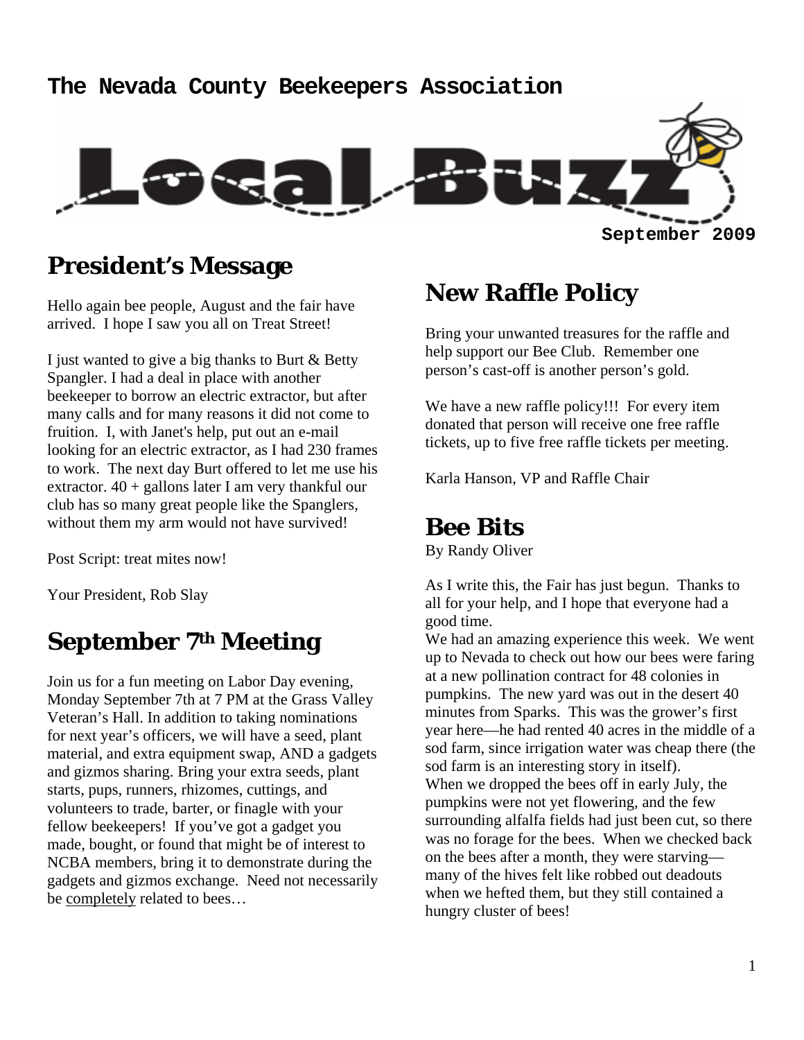# The Nevada County Beekeepers Association

# Local Buzz

September 2009

## President's Message

Hello again bee people, August and the fair have arrived. I hope I saw you all on Treat Street!

I just wanted to give a big thanks to Burt & Betty Spangler. I had a deal in place with another beekeeper to borrow an electric extractor, but after many calls and for many reasons it did not come to fruition. I, with Janet's help, put out an e-mail looking for an electric extractor, as I had 230 frames to work. The next day Burt offered to let me use his extractor. 40 + gallons later I am very thankful our club has so many great people like the Spanglers, without them my arm would not have survived!

Post Script: treat mites now!

Your President, Rob Slay

## September 7th Meeting

Join us for a fun meeting on Labor Day evening, Monday September 7th at 7 PM at the Grass Valley Veteran's Hall. In addition to taking nominations for next year's officers, we will have a seed, plant material, and extra equipment swap, AND a gadgets and gizmos sharing. Bring your extra seeds, plant starts, pups, runners, rhizomes, cuttings, and volunteers to trade, barter, or finagle with your fellow beekeepers! If you've got a gadget you made, bought, or found that might be of interest to NCBA members, bring it to demonstrate during the gadgets and gizmos exchange. Need not necessarily be <u>completely</u> related to bees…

## New Raffle Policy

Bring your unwanted treasures for the raffle and help support our Bee Club. Remember one person's cast-off is another person's gold.

We have a new raffle policy!!! For every item donated that person will receive one free raffle tickets, up to five free raffle tickets per meeting.

Karla Hanson, VP and Raffle Chair

## Bee Bits

By Randy Oliver

As I write this, the Fair has just begun. Thanks to all for your help, and I hope that everyone had a good time.

We had an amazing experience this week. We went up to Nevada to check out how our bees were faring at a new pollination contract for 48 colonies in pumpkins. The new yard was out in the desert 40 minutes from Sparks. This was the grower's first year here—he had rented 40 acres in the middle of a sod farm, since irrigation water was cheap there (the sod farm is an interesting story in itself).

When we dropped the bees off in early July, the pumpkins were not yet flowering, and the few surrounding alfalfa fields had just been cut, so there was no forage for the bees. When we checked back on the bees after a month, they were starving—many of the hives felt like robbed out deadouts when we hefted them, but they still contained a hungry cluster of bees!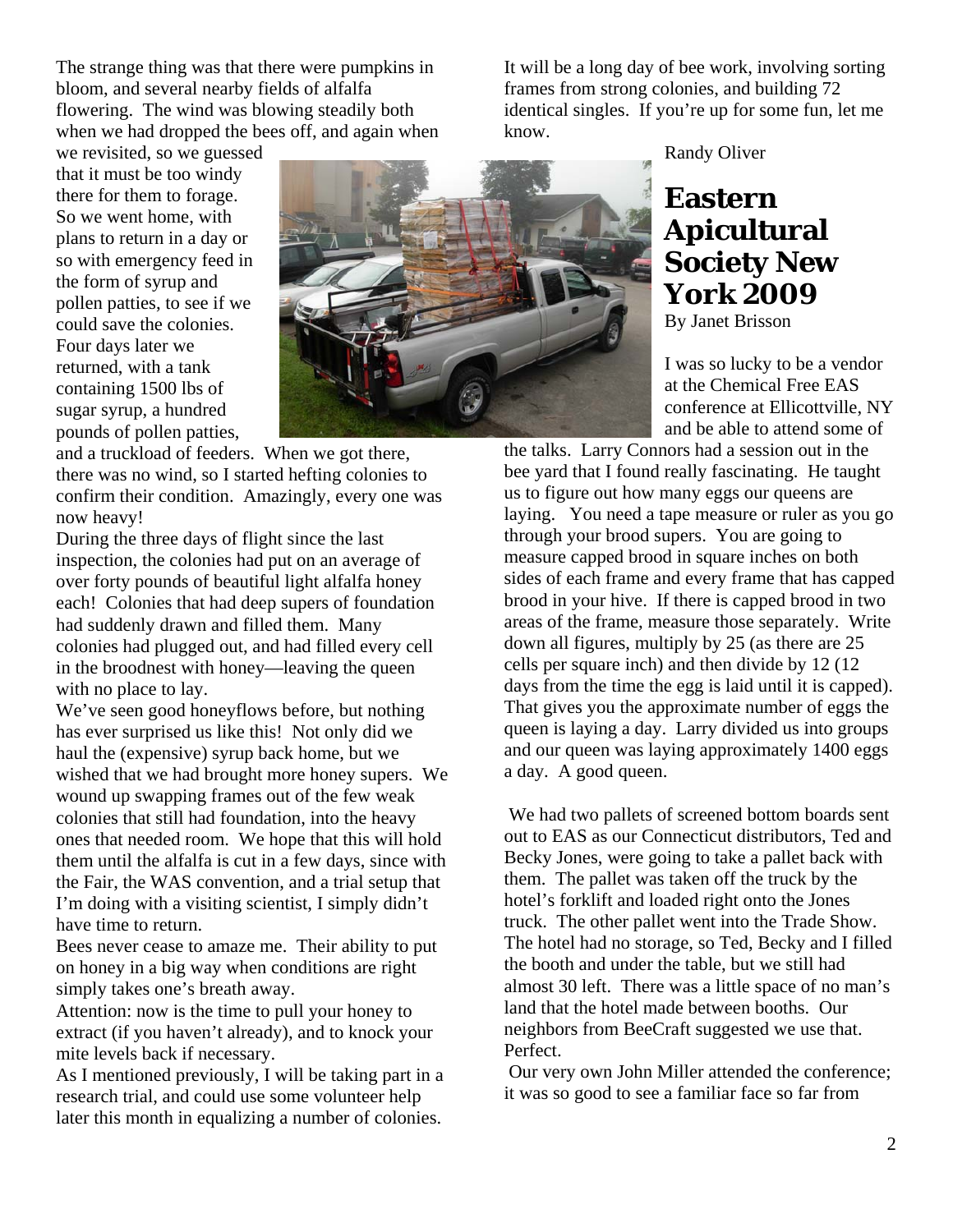The strange thing was that there were pumpkins in bloom, and several nearby fields of alfalfa flowering. The wind was blowing steadily both when we had dropped the bees off, and again when we revisited, so we guessed that it must be too windy there for them to forage. So we went home, with plans to return in a day or so with emergency feed in the form of syrup and pollen patties, to see if we could save the colonies. Four days later we returned, with a tank containing 1500 lbs of sugar syrup, a hundred pounds of pollen patties, and a truckload of feeders. When we got there, there was no wind, so I started hefting colonies to confirm their condition. Amazingly, every one was now heavy!

During the three days of flight since the last inspection, the colonies had put on an average of over forty pounds of beautiful light alfalfa honey each! Colonies that had deep supers of foundation had suddenly drawn and filled them. Many colonies had plugged out, and had filled every cell in the broodnest with honey—leaving the queen with no place to lay.

We've seen good honeyflows before, but nothing has ever surprised us like this! Not only did we haul the (expensive) syrup back home, but we wished that we had brought more honey supers. We wound up swapping frames out of the few weak colonies that still had foundation, into the heavy ones that needed room. We hope that this will hold them until the alfalfa is cut in a few days, since with the Fair, the WAS convention, and a trial setup that I'm doing with a visiting scientist, I simply didn't have time to return.

Bees never cease to amaze me. Their ability to put on honey in a big way when conditions are right simply takes one's breath away.

Attention: now is the time to pull your honey to extract (if you haven't already), and to knock your mite levels back if necessary.

As I mentioned previously, I will be taking part in a research trial, and could use some volunteer help later this month in equalizing a number of colonies. It will be a long day of bee work, involving sorting frames from strong colonies, and building 72 identical singles. If you're up for some fun, let me know.

Randy Oliver

## Eastern Apicultural Society New York 2009

By Janet Brisson

I was so lucky to be a vendor at the Chemical Free EAS conference at Ellicottville, NY and be able to attend some of the talks. Larry Connors had a session out in the bee yard that I found really fascinating. He taught us to figure out how many eggs our queens are laying. You need a tape measure or ruler as you go through your brood supers. You are going to measure capped brood in square inches on both sides of each frame and every frame that has capped brood in your hive. If there is capped brood in two areas of the frame, measure those separately. Write down all figures, multiply by 25 (as there are 25 cells per square inch) and then divide by 12 (12 days from the time the egg is laid until it is capped). That gives you the approximate number of eggs the queen is laying a day. Larry divided us into groups and our queen was laying approximately 1400 eggs a day. A good queen.

We had two pallets of screened bottom boards sent out to EAS as our Connecticut distributors, Ted and Becky Jones, were going to take a pallet back with them. The pallet was taken off the truck by the hotel's forklift and loaded right onto the Jones truck. The other pallet went into the Trade Show. The hotel had no storage, so Ted, Becky and I filled the booth and under the table, but we still had almost 30 left. There was a little space of no man's land that the hotel made between booths. Our neighbors from BeeCraft suggested we use that. Perfect.

Our very own John Miller attended the conference; it was so good to see a familiar face so far from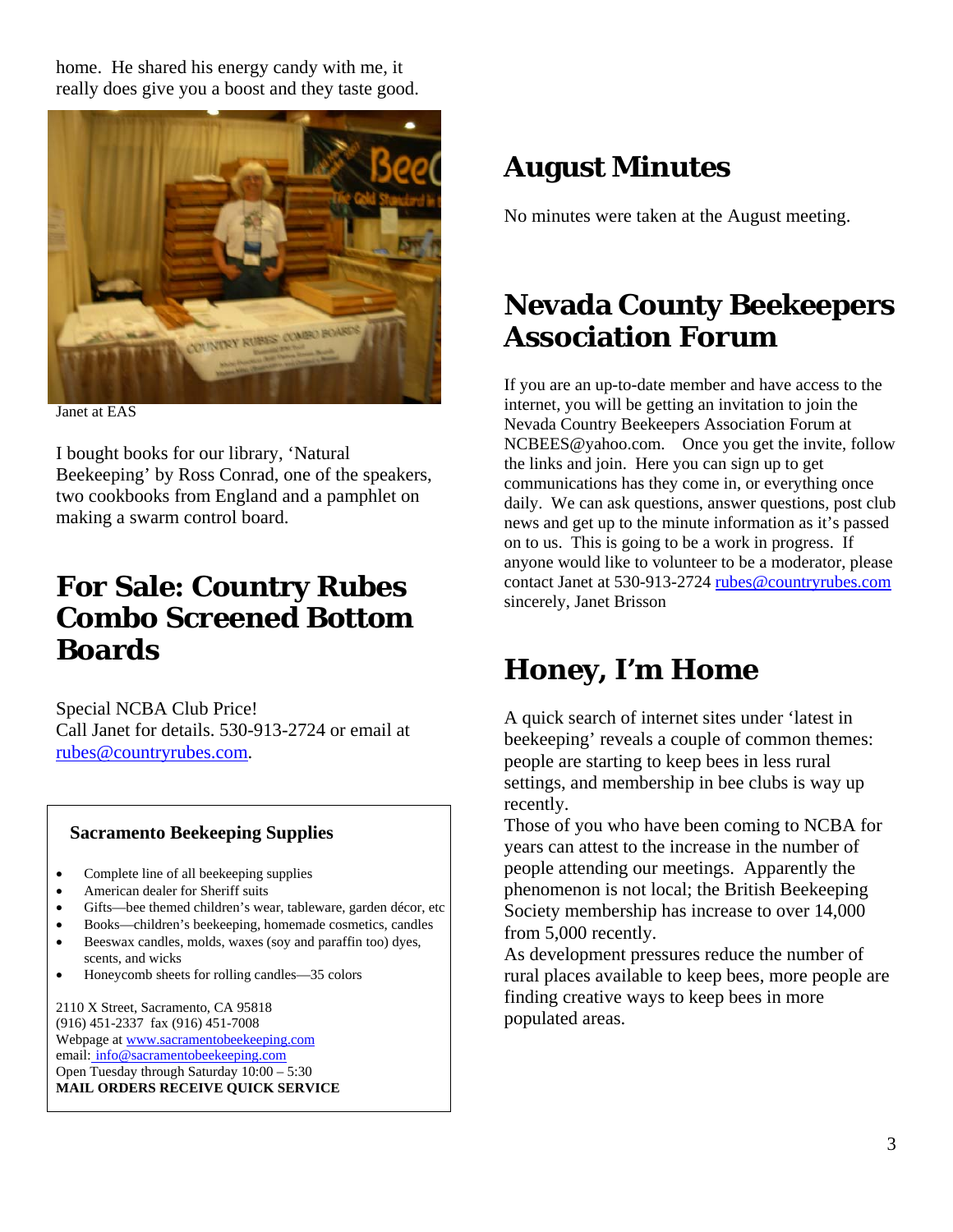home. He shared his energy candy with me, it really does give you a boost and they taste good.

Janet at EAS

I bought books for our library, 'Natural Beekeeping' by Ross Conrad, one of the speakers, two cookbooks from England and a pamphlet on making a swarm control board.

# For Sale: Country Rubes Combo Screened Bottom Boards

Special NCBA Club Price!
Call Janet for details. 530-913-2724 or email at rubes@countryrubes.com.

**Sacramento Beekeeping Supplies**

- Complete line of all beekeeping supplies
- American dealer for Sheriff suits
- Gifts—bee themed children's wear, tableware, garden décor, etc
- Books—children's beekeeping, homemade cosmetics, candles
- Beeswax candles, molds, waxes (soy and paraffin too) dyes, scents, and wicks
- Honeycomb sheets for rolling candles—35 colors

2110 X Street, Sacramento, CA 95818
(916) 451-2337 fax (916) 451-7008
Webpage at www.sacramentobeekeeping.com
email: info@sacramentobeekeeping.com
Open Tuesday through Saturday 10:00 – 5:30
**MAIL ORDERS RECEIVE QUICK SERVICE**

# August Minutes

No minutes were taken at the August meeting.

# Nevada County Beekeepers Association Forum

If you are an up-to-date member and have access to the internet, you will be getting an invitation to join the Nevada Country Beekeepers Association Forum at NCBEES@yahoo.com. Once you get the invite, follow the links and join. Here you can sign up to get communications has they come in, or everything once daily. We can ask questions, answer questions, post club news and get up to the minute information as it's passed on to us. This is going to be a work in progress. If anyone would like to volunteer to be a moderator, please contact Janet at 530-913-2724 rubes@countryrubes.com sincerely, Janet Brisson

# Honey, I'm Home

A quick search of internet sites under 'latest in beekeeping' reveals a couple of common themes: people are starting to keep bees in less rural settings, and membership in bee clubs is way up recently.

Those of you who have been coming to NCBA for years can attest to the increase in the number of people attending our meetings. Apparently the phenomenon is not local; the British Beekeeping Society membership has increase to over 14,000 from 5,000 recently.

As development pressures reduce the number of rural places available to keep bees, more people are finding creative ways to keep bees in more populated areas.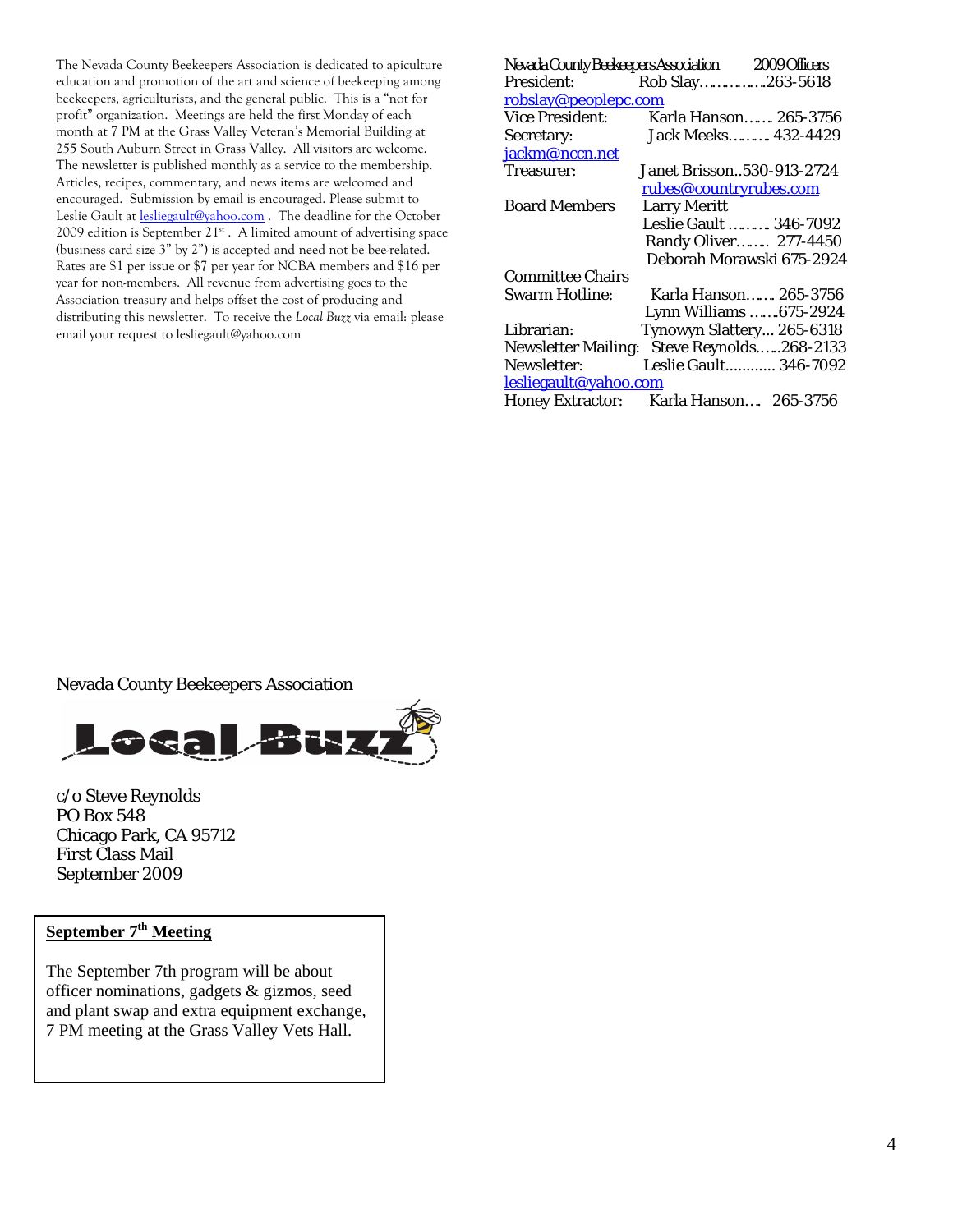The Nevada County Beekeepers Association is dedicated to apiculture education and promotion of the art and science of beekeeping among beekeepers, agriculturists, and the general public. This is a "not for profit" organization. Meetings are held the first Monday of each month at 7 PM at the Grass Valley Veteran's Memorial Building at 255 South Auburn Street in Grass Valley. All visitors are welcome. The newsletter is published monthly as a service to the membership. Articles, recipes, commentary, and news items are welcomed and encouraged. Submission by email is encouraged. Please submit to Leslie Gault at lesliegault@yahoo.com . The deadline for the October 2009 edition is September 21st . A limited amount of advertising space (business card size 3" by 2") is accepted and need not be bee-related. Rates are $1 per issue or $7 per year for NCBA members and $16 per year for non-members. All revenue from advertising goes to the Association treasury and helps offset the cost of producing and distributing this newsletter. To receive the *Local Buzz* via email: please email your request to lesliegault@yahoo.com

**Nevada County Beekeepers Association 2009 Officers**

President: Rob Slay…………..263-5618
robslay@peoplepc.com
Vice President: Karla Hanson…… 265-3756
Secretary: Jack Meeks……… 432-4429
jackm@nccn.net
Treasurer: Janet Brisson..530-913-2724
rubes@countryrubes.com
Board Members: Larry Meritt
Leslie Gault ……… 346-7092
Randy Oliver……. 277-4450
Deborah Morawski 675-2924

Committee Chairs
Swarm Hotline: Karla Hanson…… 265-3756
Lynn Williams …….675-2924
Librarian: Tynowyn Slattery... 265-6318
Newsletter Mailing: Steve Reynolds…..268-2133
Newsletter: Leslie Gault............ 346-7092
lesliegault@yahoo.com
Honey Extractor: Karla Hanson…. 265-3756

Nevada County Beekeepers Association

Local Buzz

c/o Steve Reynolds
PO Box 548
Chicago Park, CA 95712
First Class Mail
September 2009

**September 7th Meeting**

The September 7th program will be about officer nominations, gadgets & gizmos, seed and plant swap and extra equipment exchange, 7 PM meeting at the Grass Valley Vets Hall.